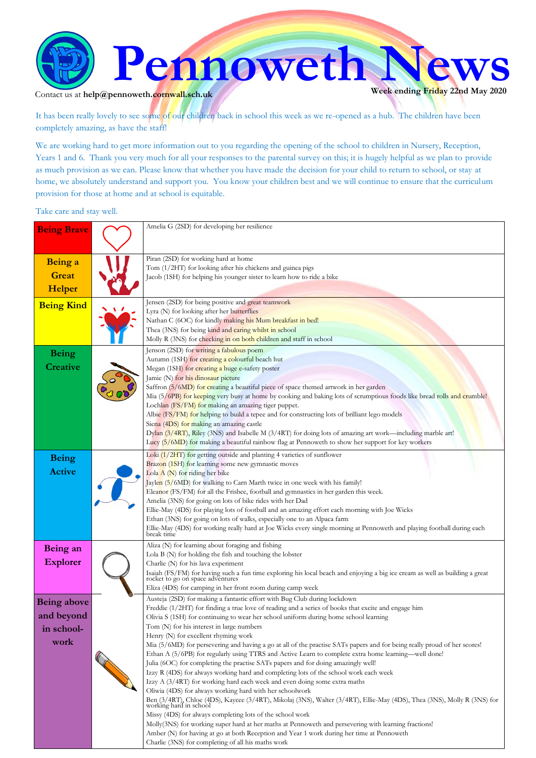# Pennoweth News

Contact us at **help@pennoweth.cornwall.sch.uk**

**Week ending Friday 22nd May 2020**

It has been really lovely to see some of our children back in school this week as we re-opened as a hub. The children have been completely amazing, as have the staff!

We are working hard to get more information out to you regarding the opening of the school to children in Nursery, Reception, Years 1 and 6. Thank you very much for all your responses to the parental survey on this; it is hugely helpful as we plan to provide as much provision as we can. Please know that whether you have made the decision for your child to return to school, or stay at home, we absolutely understand and support you. You know your children best and we will continue to ensure that the curriculum provision for those at home and at school is equitable.

Take care and stay well.

| Category | Awards |
|---|---|
| **Being Brave** | Amelia G (2SD) for developing her resilience |
| **Being a Great Helper** | Piran (2SD) for working hard at home<br>Tom (1/2HT) for looking after his chickens and guinea pigs<br>Jacob (1SH) for helping his younger sister to learn how to ride a bike |
| **Being Kind** | Jensen (2SD) for being positive and great teamwork<br>Lyra (N) for looking after her butterflies<br>Nathan C (6OC) for kindly making his Mum breakfast in bed!<br>Thea (3NS) for being kind and caring whilst in school<br>Molly R (3NS) for checking in on both children and staff in school |
| **Being Creative** | Jenson (2SD) for writing a fabulous poem<br>Autumn (1SH) for creating a colourful beach hut<br>Megan (1SH) for creating a huge e-safety poster<br>Jamie (N) for his dinosaur picture<br>Saffron (5/6MD) for creating a beautiful piece of space themed artwork in her garden<br>Mia (5/6PB) for keeping very busy at home by cooking and baking lots of scrumptious foods like bread rolls and crumble!<br>Lochlan (FS/FM) for making an amazing tiger puppet.<br>Albie (FS/FM) for helping to build a tepee and for constructing lots of brilliant lego models<br>Siena (4DS) for making an amazing castle<br>Dylan (3/4RT), Riley (3NS) and Isabelle M (3/4RT) for doing lots of amazing art work—including marble art!<br>Lucy (5/6MD) for making a beautiful rainbow flag at Pennoweth to show her support for key workers |
| **Being Active** | Loki (1/2HT) for getting outside and planting 4 varieties of sunflower<br>Brazon (1SH) for learning some new gymnastic moves<br>Lola A (N) for riding her bike<br>Jaylen (5/6MD) for walking to Carn Marth twice in one week with his family!<br>Eleanor (FS/FM) for all the Frisbee, football and gymnastics in her garden this week.<br>Amelia (3NS) for going on lots of bike rides with her Dad<br>Ellie-May (4DS) for playing lots of football and an amazing effort each morning with Joe Wicks<br>Ethan (3NS) for going on lots of walks, especially one to an Alpaca farm<br>Ellie-May (4DS) for working really hard at Joe Wicks every single morning at Pennoweth and playing football during each break time |
| **Being an Explorer** | Aliza (N) for learning about foraging and fishing<br>Lola B (N) for holding the fish and touching the lobster<br>Charlie (N) for his lava experiment<br>Isaiah (FS/FM) for having such a fun time exploring his local beach and enjoying a big ice cream as well as building a great rocket to go on space adventures<br>Eliza (4DS) for camping in her front room during camp week |
| **Being above and beyond in school-work** | Austeja (2SD) for making a fantastic effort with Bug Club during lockdown<br>Freddie (1/2HT) for finding a true love of reading and a series of books that excite and engage him<br>Olivia S (1SH) for continuing to wear her school uniform during home school learning<br>Tom (N) for his interest in large numbers<br>Henry (N) for excellent rhyming work<br>Mia (5/6MD) for persevering and having a go at all of the practise SATs papers and for being really proud of her scores!<br>Ethan A (5/6PB) for regularly using TTRS and Active Learn to complete extra home learning—well done!<br>Julia (6OC) for completing the practise SATs papers and for doing amazingly well!<br>Izzy R (4DS) for always working hard and completing lots of the school work each week<br>Izzy A (3/4RT) for working hard each week and even doing some extra maths<br>Oliwia (4DS) for always working hard with her schoolwork<br>Ben (3/4RT), Chloe (4DS), Kaycee (3/4RT), Mikolaj (3NS), Walter (3/4RT), Ellie-May (4DS), Thea (3NS), Molly R (3NS) for working hard in school<br>Missy (4DS) for always completing lots of the school work<br>Molly(3NS) for working super hard at her maths at Pennoweth and persevering with learning fractions!<br>Amber (N) for having at go at both Reception and Year 1 work during her time at Pennoweth<br>Charlie (3NS) for completing of all his maths work |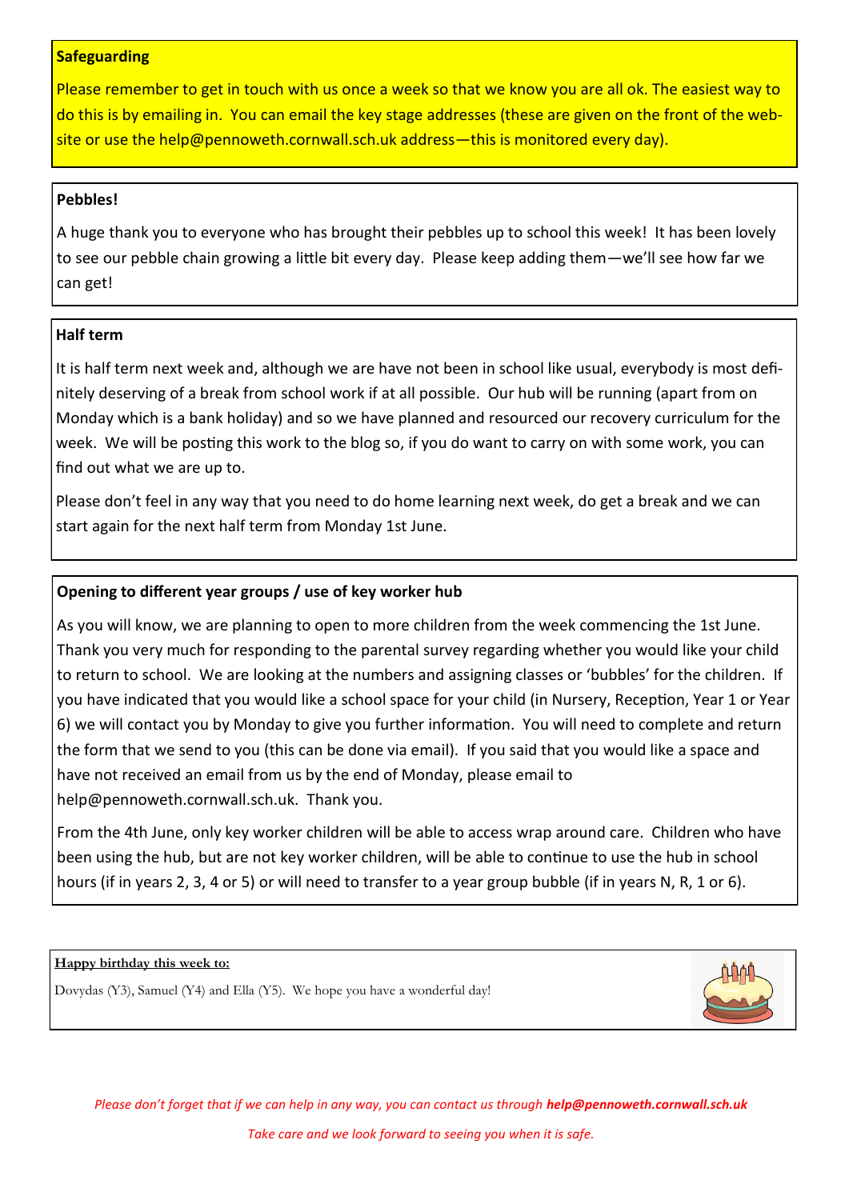**Safeguarding**

Please remember to get in touch with us once a week so that we know you are all ok. The easiest way to do this is by emailing in. You can email the key stage addresses (these are given on the front of the website or use the help@pennoweth.cornwall.sch.uk address—this is monitored every day).

**Pebbles!**

A huge thank you to everyone who has brought their pebbles up to school this week! It has been lovely to see our pebble chain growing a little bit every day. Please keep adding them—we'll see how far we can get!

**Half term**

It is half term next week and, although we are have not been in school like usual, everybody is most definitely deserving of a break from school work if at all possible. Our hub will be running (apart from on Monday which is a bank holiday) and so we have planned and resourced our recovery curriculum for the week. We will be posting this work to the blog so, if you do want to carry on with some work, you can find out what we are up to.

Please don't feel in any way that you need to do home learning next week, do get a break and we can start again for the next half term from Monday 1st June.

**Opening to different year groups / use of key worker hub**

As you will know, we are planning to open to more children from the week commencing the 1st June. Thank you very much for responding to the parental survey regarding whether you would like your child to return to school. We are looking at the numbers and assigning classes or 'bubbles' for the children. If you have indicated that you would like a school space for your child (in Nursery, Reception, Year 1 or Year 6) we will contact you by Monday to give you further information. You will need to complete and return the form that we send to you (this can be done via email). If you said that you would like a space and have not received an email from us by the end of Monday, please email to help@pennoweth.cornwall.sch.uk. Thank you.

From the 4th June, only key worker children will be able to access wrap around care. Children who have been using the hub, but are not key worker children, will be able to continue to use the hub in school hours (if in years 2, 3, 4 or 5) or will need to transfer to a year group bubble (if in years N, R, 1 or 6).

**Happy birthday this week to:**

Dovydas (Y3), Samuel (Y4) and Ella (Y5). We hope you have a wonderful day!

*Please don't forget that if we can help in any way, you can contact us through **help@pennoweth.cornwall.sch.uk***

*Take care and we look forward to seeing you when it is safe.*